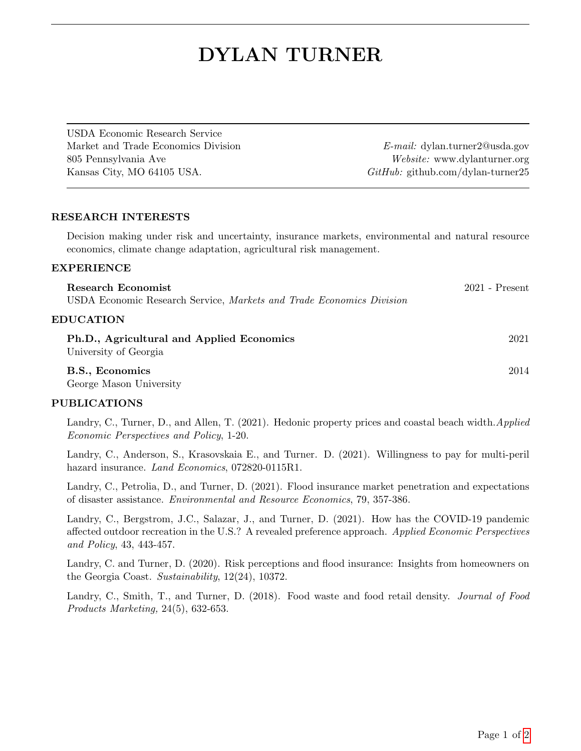# DYLAN TURNER

USDA Economic Research Service
Market and Trade Economics Division
805 Pennsylvania Ave
Kansas City, MO 64105 USA.

*E-mail:* dylan.turner2@usda.gov
*Website:* www.dylanturner.org
*GitHub:* github.com/dylan-turner25

## RESEARCH INTERESTS

Decision making under risk and uncertainty, insurance markets, environmental and natural resource economics, climate change adaptation, agricultural risk management.

## EXPERIENCE

**Research Economist** — 2021 - Present
USDA Economic Research Service, *Markets and Trade Economics Division*

## EDUCATION

**Ph.D., Agricultural and Applied Economics** — 2021
University of Georgia

**B.S., Economics** — 2014
George Mason University

## PUBLICATIONS

Landry, C., Turner, D., and Allen, T. (2021). Hedonic property prices and coastal beach width.*Applied Economic Perspectives and Policy*, 1-20.

Landry, C., Anderson, S., Krasovskaia E., and Turner. D. (2021). Willingness to pay for multi-peril hazard insurance. *Land Economics*, 072820-0115R1.

Landry, C., Petrolia, D., and Turner, D. (2021). Flood insurance market penetration and expectations of disaster assistance. *Environmental and Resource Economics*, 79, 357-386.

Landry, C., Bergstrom, J.C., Salazar, J., and Turner, D. (2021). How has the COVID-19 pandemic affected outdoor recreation in the U.S.? A revealed preference approach. *Applied Economic Perspectives and Policy*, 43, 443-457.

Landry, C. and Turner, D. (2020). Risk perceptions and flood insurance: Insights from homeowners on the Georgia Coast. *Sustainability*, 12(24), 10372.

Landry, C., Smith, T., and Turner, D. (2018). Food waste and food retail density. *Journal of Food Products Marketing,* 24(5), 632-653.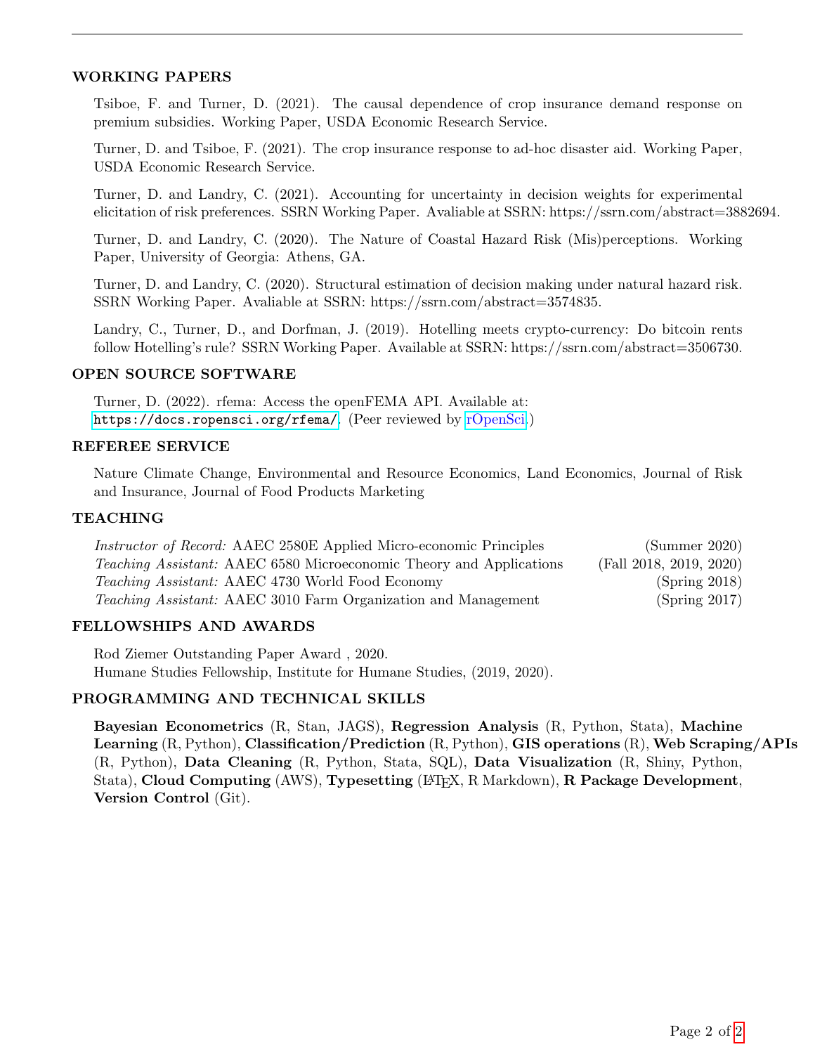## WORKING PAPERS

Tsiboe, F. and Turner, D. (2021). The causal dependence of crop insurance demand response on premium subsidies. Working Paper, USDA Economic Research Service.

Turner, D. and Tsiboe, F. (2021). The crop insurance response to ad-hoc disaster aid. Working Paper, USDA Economic Research Service.

Turner, D. and Landry, C. (2021). Accounting for uncertainty in decision weights for experimental elicitation of risk preferences. SSRN Working Paper. Avaliable at SSRN: https://ssrn.com/abstract=3882694.

Turner, D. and Landry, C. (2020). The Nature of Coastal Hazard Risk (Mis)perceptions. Working Paper, University of Georgia: Athens, GA.

Turner, D. and Landry, C. (2020). Structural estimation of decision making under natural hazard risk. SSRN Working Paper. Avaliable at SSRN: https://ssrn.com/abstract=3574835.

Landry, C., Turner, D., and Dorfman, J. (2019). Hotelling meets crypto-currency: Do bitcoin rents follow Hotelling's rule? SSRN Working Paper. Available at SSRN: https://ssrn.com/abstract=3506730.

## OPEN SOURCE SOFTWARE

Turner, D. (2022). rfema: Access the openFEMA API. Available at: `https://docs.ropensci.org/rfema/`. (Peer reviewed by rOpenSci.)

## REFEREE SERVICE

Nature Climate Change, Environmental and Resource Economics, Land Economics, Journal of Risk and Insurance, Journal of Food Products Marketing

## TEACHING

| | |
|---|---|
| *Instructor of Record:* AAEC 2580E Applied Micro-economic Principles | (Summer 2020) |
| *Teaching Assistant:* AAEC 6580 Microeconomic Theory and Applications | (Fall 2018, 2019, 2020) |
| *Teaching Assistant:* AAEC 4730 World Food Economy | (Spring 2018) |
| *Teaching Assistant:* AAEC 3010 Farm Organization and Management | (Spring 2017) |

## FELLOWSHIPS AND AWARDS

Rod Ziemer Outstanding Paper Award , 2020.
Humane Studies Fellowship, Institute for Humane Studies, (2019, 2020).

## PROGRAMMING AND TECHNICAL SKILLS

**Bayesian Econometrics** (R, Stan, JAGS), **Regression Analysis** (R, Python, Stata), **Machine Learning** (R, Python), **Classification/Prediction** (R, Python), **GIS operations** (R), **Web Scraping/APIs** (R, Python), **Data Cleaning** (R, Python, Stata, SQL), **Data Visualization** (R, Shiny, Python, Stata), **Cloud Computing** (AWS), **Typesetting** (LaTeX, R Markdown), **R Package Development**, **Version Control** (Git).